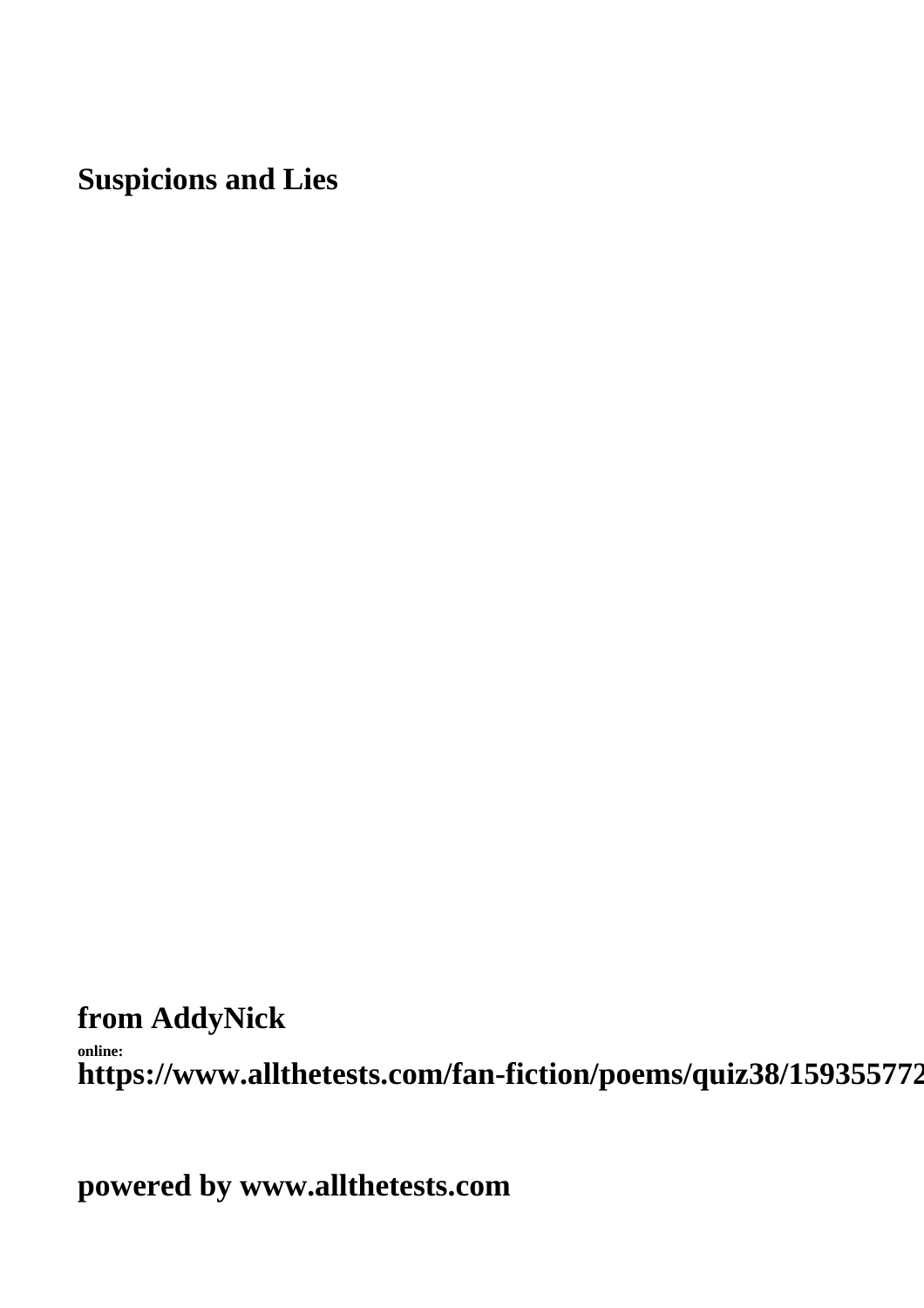# Suspicions and Lies

from AddyNick

online:
https://www.allthetests.com/fan-fiction/poems/quiz38/159355772

powered by www.allthetests.com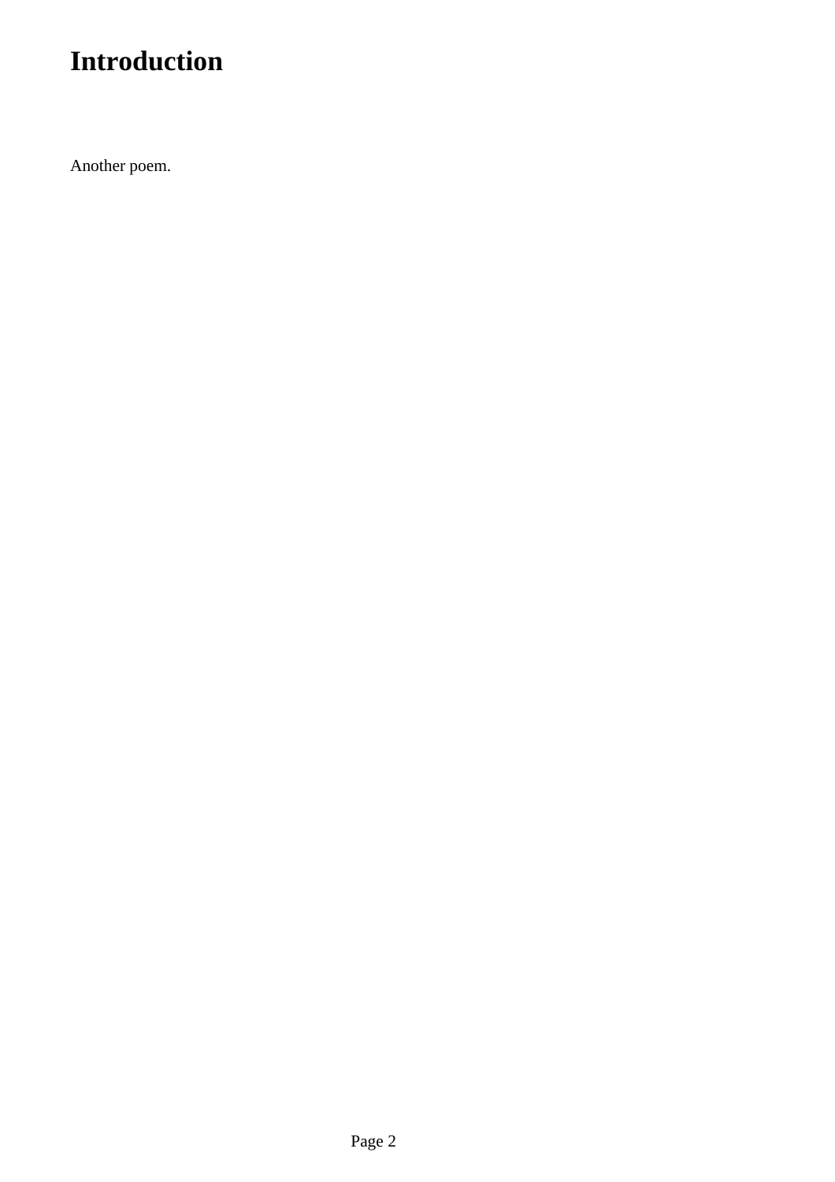# Introduction

Another poem.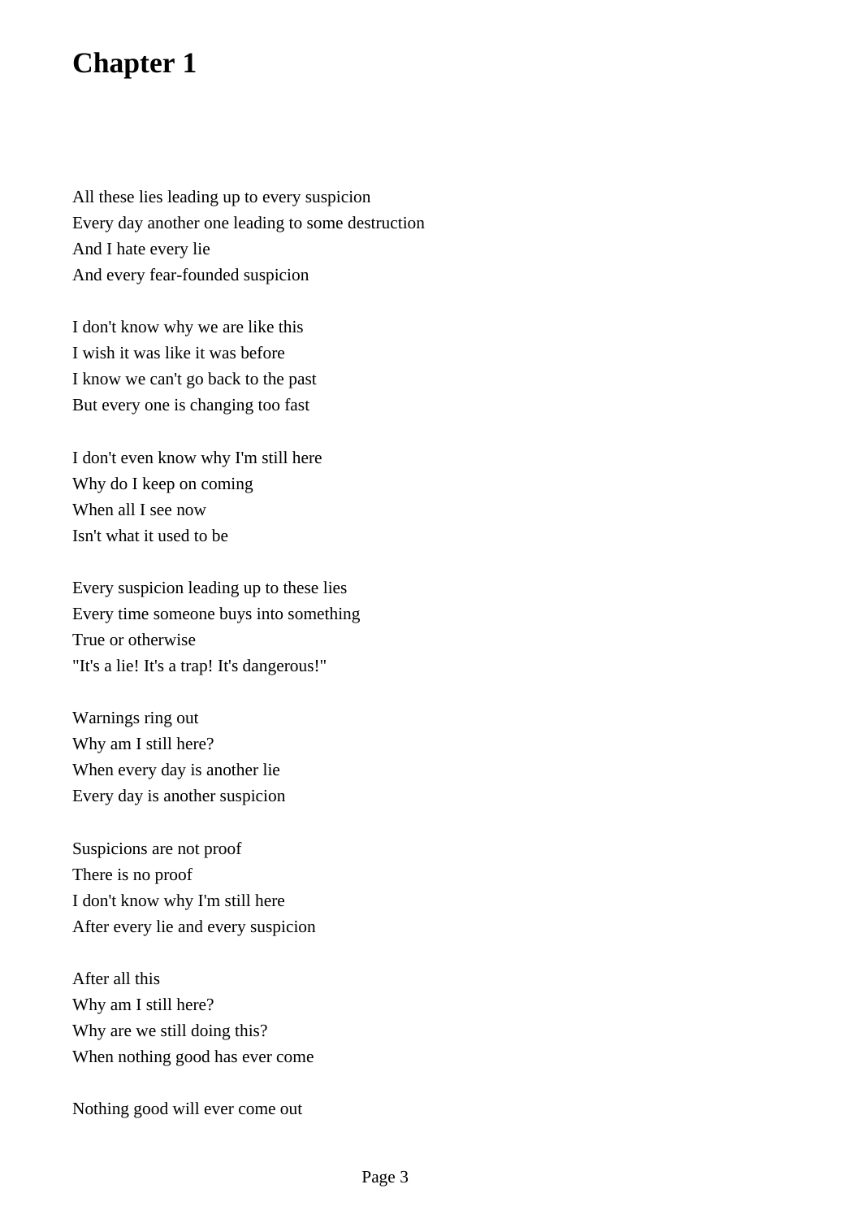# Chapter 1

All these lies leading up to every suspicion  
Every day another one leading to some destruction  
And I hate every lie  
And every fear-founded suspicion

I don't know why we are like this  
I wish it was like it was before  
I know we can't go back to the past  
But every one is changing too fast

I don't even know why I'm still here  
Why do I keep on coming  
When all I see now  
Isn't what it used to be

Every suspicion leading up to these lies  
Every time someone buys into something  
True or otherwise  
"It's a lie! It's a trap! It's dangerous!"

Warnings ring out  
Why am I still here?  
When every day is another lie  
Every day is another suspicion

Suspicions are not proof  
There is no proof  
I don't know why I'm still here  
After every lie and every suspicion

After all this  
Why am I still here?  
Why are we still doing this?  
When nothing good has ever come

Nothing good will ever come out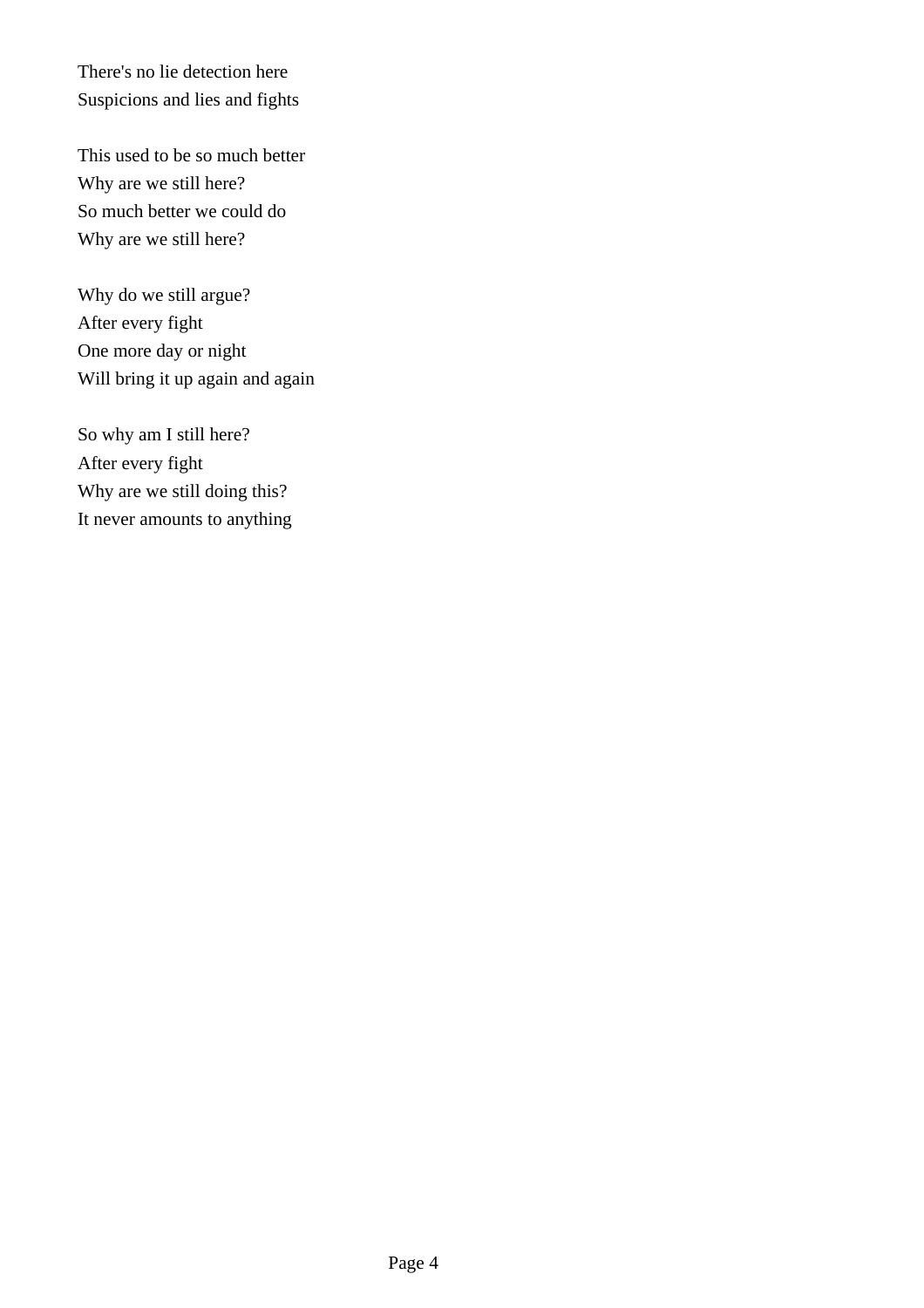There's no lie detection here
Suspicions and lies and fights

This used to be so much better
Why are we still here?
So much better we could do
Why are we still here?

Why do we still argue?
After every fight
One more day or night
Will bring it up again and again

So why am I still here?
After every fight
Why are we still doing this?
It never amounts to anything